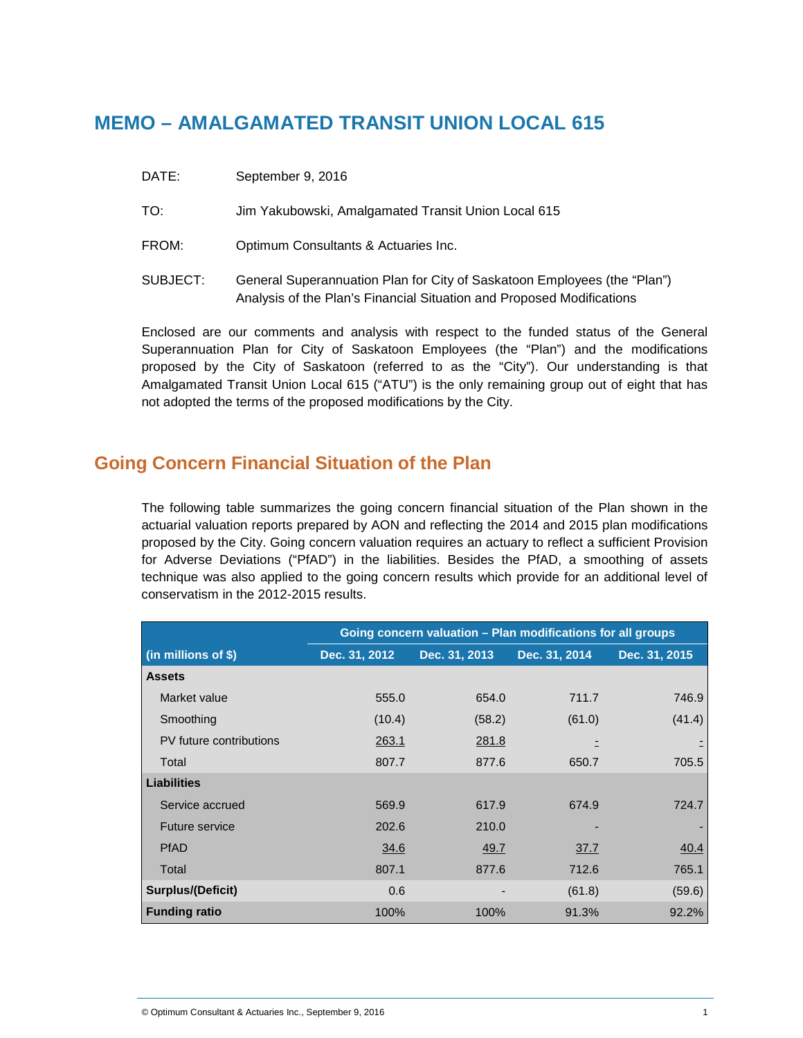# MEMO – AMALGAMATED TRANSIT UNION LOCAL 615

DATE: September 9, 2016

TO: Jim Yakubowski, Amalgamated Transit Union Local 615

FROM: Optimum Consultants & Actuaries Inc.

SUBJECT: General Superannuation Plan for City of Saskatoon Employees (the "Plan") Analysis of the Plan's Financial Situation and Proposed Modifications

Enclosed are our comments and analysis with respect to the funded status of the General Superannuation Plan for City of Saskatoon Employees (the "Plan") and the modifications proposed by the City of Saskatoon (referred to as the "City"). Our understanding is that Amalgamated Transit Union Local 615 ("ATU") is the only remaining group out of eight that has not adopted the terms of the proposed modifications by the City.

## Going Concern Financial Situation of the Plan

The following table summarizes the going concern financial situation of the Plan shown in the actuarial valuation reports prepared by AON and reflecting the 2014 and 2015 plan modifications proposed by the City. Going concern valuation requires an actuary to reflect a sufficient Provision for Adverse Deviations ("PfAD") in the liabilities. Besides the PfAD, a smoothing of assets technique was also applied to the going concern results which provide for an additional level of conservatism in the 2012-2015 results.

| | Going concern valuation – Plan modifications for all groups | | | |
|---|---|---|---|---|
| **(in millions of $)** | **Dec. 31, 2012** | **Dec. 31, 2013** | **Dec. 31, 2014** | **Dec. 31, 2015** |
| **Assets** | | | | |
| Market value | 555.0 | 654.0 | 711.7 | 746.9 |
| Smoothing | (10.4) | (58.2) | (61.0) | (41.4) |
| PV future contributions | 263.1 | 281.8 | - | - |
| Total | 807.7 | 877.6 | 650.7 | 705.5 |
| **Liabilities** | | | | |
| Service accrued | 569.9 | 617.9 | 674.9 | 724.7 |
| Future service | 202.6 | 210.0 | - | - |
| PfAD | 34.6 | 49.7 | 37.7 | 40.4 |
| Total | 807.1 | 877.6 | 712.6 | 765.1 |
| **Surplus/(Deficit)** | 0.6 | - | (61.8) | (59.6) |
| **Funding ratio** | 100% | 100% | 91.3% | 92.2% |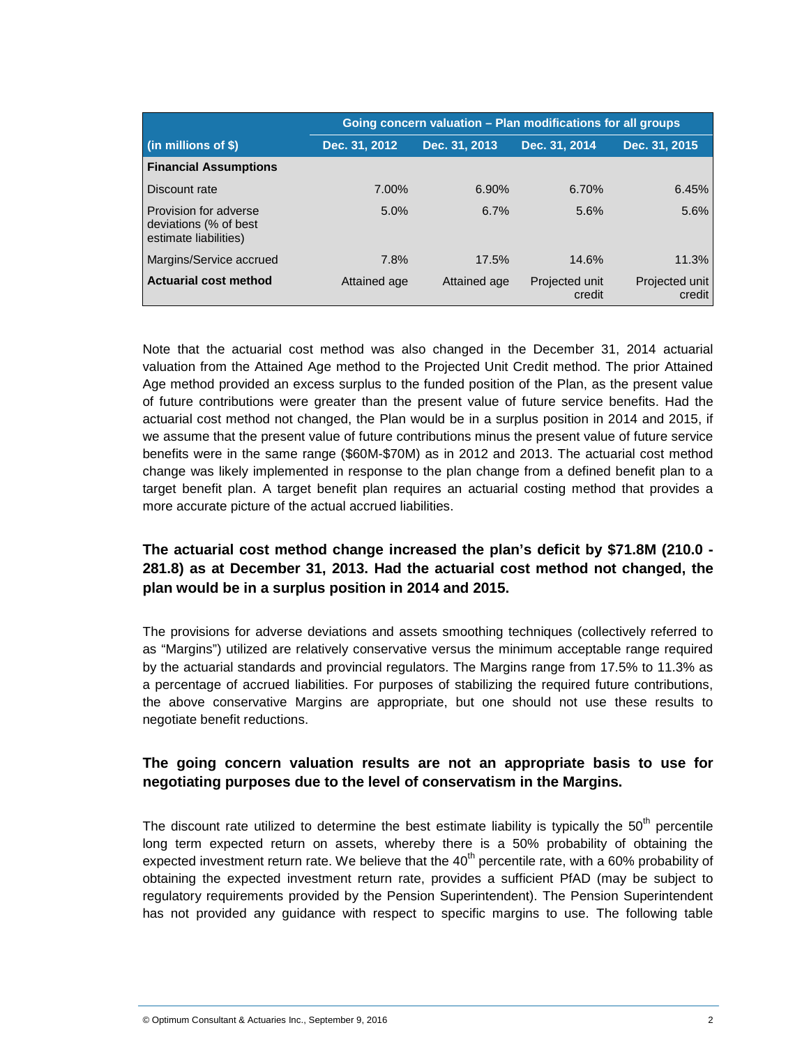| (in millions of $) | Going concern valuation – Plan modifications for all groups | | | |
|---|---|---|---|---|
| | Dec. 31, 2012 | Dec. 31, 2013 | Dec. 31, 2014 | Dec. 31, 2015 |
| **Financial Assumptions** | | | | |
| Discount rate | 7.00% | 6.90% | 6.70% | 6.45% |
| Provision for adverse deviations (% of best estimate liabilities) | 5.0% | 6.7% | 5.6% | 5.6% |
| Margins/Service accrued | 7.8% | 17.5% | 14.6% | 11.3% |
| **Actuarial cost method** | Attained age | Attained age | Projected unit credit | Projected unit credit |

Note that the actuarial cost method was also changed in the December 31, 2014 actuarial valuation from the Attained Age method to the Projected Unit Credit method. The prior Attained Age method provided an excess surplus to the funded position of the Plan, as the present value of future contributions were greater than the present value of future service benefits. Had the actuarial cost method not changed, the Plan would be in a surplus position in 2014 and 2015, if we assume that the present value of future contributions minus the present value of future service benefits were in the same range ($60M-$70M) as in 2012 and 2013. The actuarial cost method change was likely implemented in response to the plan change from a defined benefit plan to a target benefit plan. A target benefit plan requires an actuarial costing method that provides a more accurate picture of the actual accrued liabilities.

**The actuarial cost method change increased the plan's deficit by $71.8M (210.0 - 281.8) as at December 31, 2013. Had the actuarial cost method not changed, the plan would be in a surplus position in 2014 and 2015.**

The provisions for adverse deviations and assets smoothing techniques (collectively referred to as "Margins") utilized are relatively conservative versus the minimum acceptable range required by the actuarial standards and provincial regulators. The Margins range from 17.5% to 11.3% as a percentage of accrued liabilities. For purposes of stabilizing the required future contributions, the above conservative Margins are appropriate, but one should not use these results to negotiate benefit reductions.

**The going concern valuation results are not an appropriate basis to use for negotiating purposes due to the level of conservatism in the Margins.**

The discount rate utilized to determine the best estimate liability is typically the 50$^{th}$ percentile long term expected return on assets, whereby there is a 50% probability of obtaining the expected investment return rate. We believe that the 40$^{th}$ percentile rate, with a 60% probability of obtaining the expected investment return rate, provides a sufficient PfAD (may be subject to regulatory requirements provided by the Pension Superintendent). The Pension Superintendent has not provided any guidance with respect to specific margins to use. The following table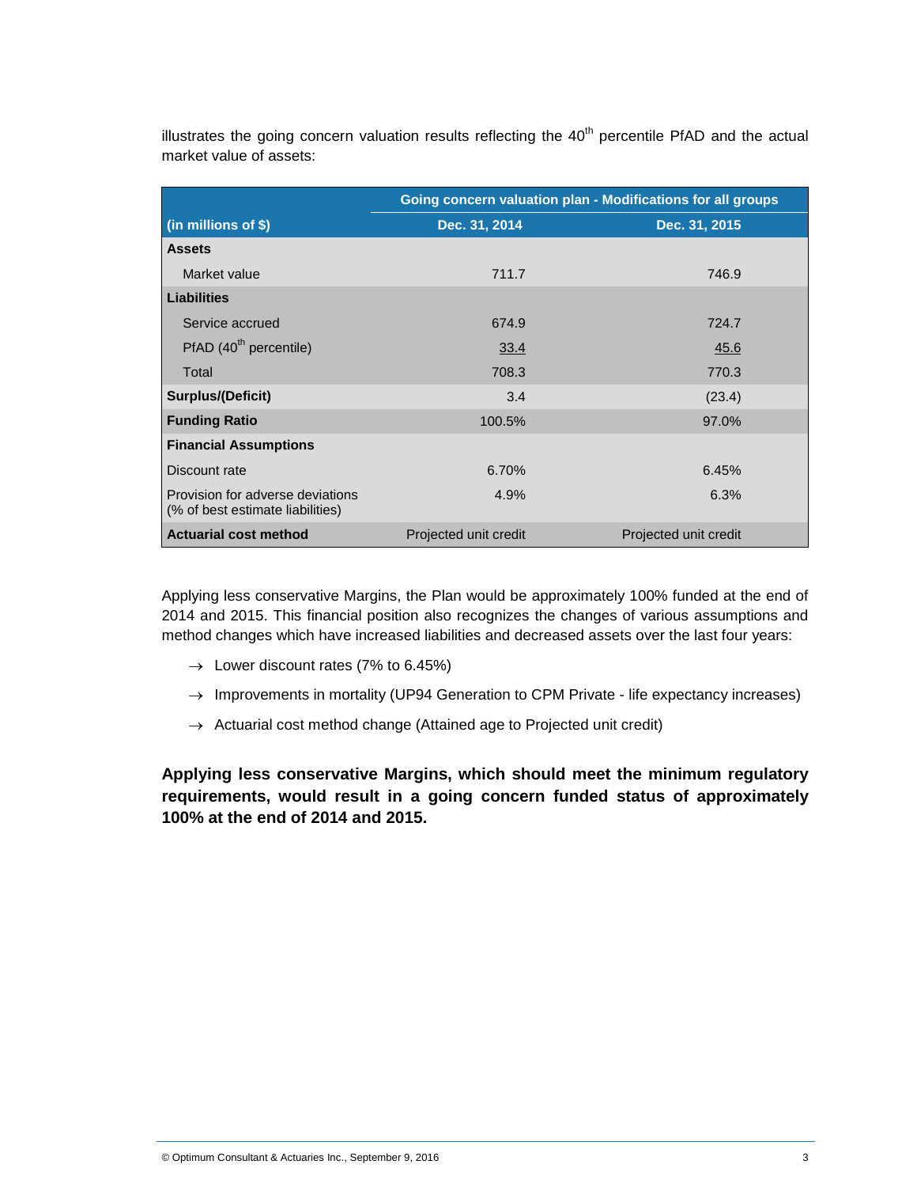illustrates the going concern valuation results reflecting the 40th percentile PfAD and the actual market value of assets:

| | Going concern valuation plan - Modifications for all groups | |
|---|---|---|
| **(in millions of $)** | **Dec. 31, 2014** | **Dec. 31, 2015** |
| **Assets** | | |
| Market value | 711.7 | 746.9 |
| **Liabilities** | | |
| Service accrued | 674.9 | 724.7 |
| PfAD (40th percentile) | 33.4 | 45.6 |
| Total | 708.3 | 770.3 |
| **Surplus/(Deficit)** | 3.4 | (23.4) |
| **Funding Ratio** | 100.5% | 97.0% |
| **Financial Assumptions** | | |
| Discount rate | 6.70% | 6.45% |
| Provision for adverse deviations (% of best estimate liabilities) | 4.9% | 6.3% |
| **Actuarial cost method** | Projected unit credit | Projected unit credit |

Applying less conservative Margins, the Plan would be approximately 100% funded at the end of 2014 and 2015. This financial position also recognizes the changes of various assumptions and method changes which have increased liabilities and decreased assets over the last four years:

- → Lower discount rates (7% to 6.45%)
- → Improvements in mortality (UP94 Generation to CPM Private - life expectancy increases)
- → Actuarial cost method change (Attained age to Projected unit credit)

**Applying less conservative Margins, which should meet the minimum regulatory requirements, would result in a going concern funded status of approximately 100% at the end of 2014 and 2015.**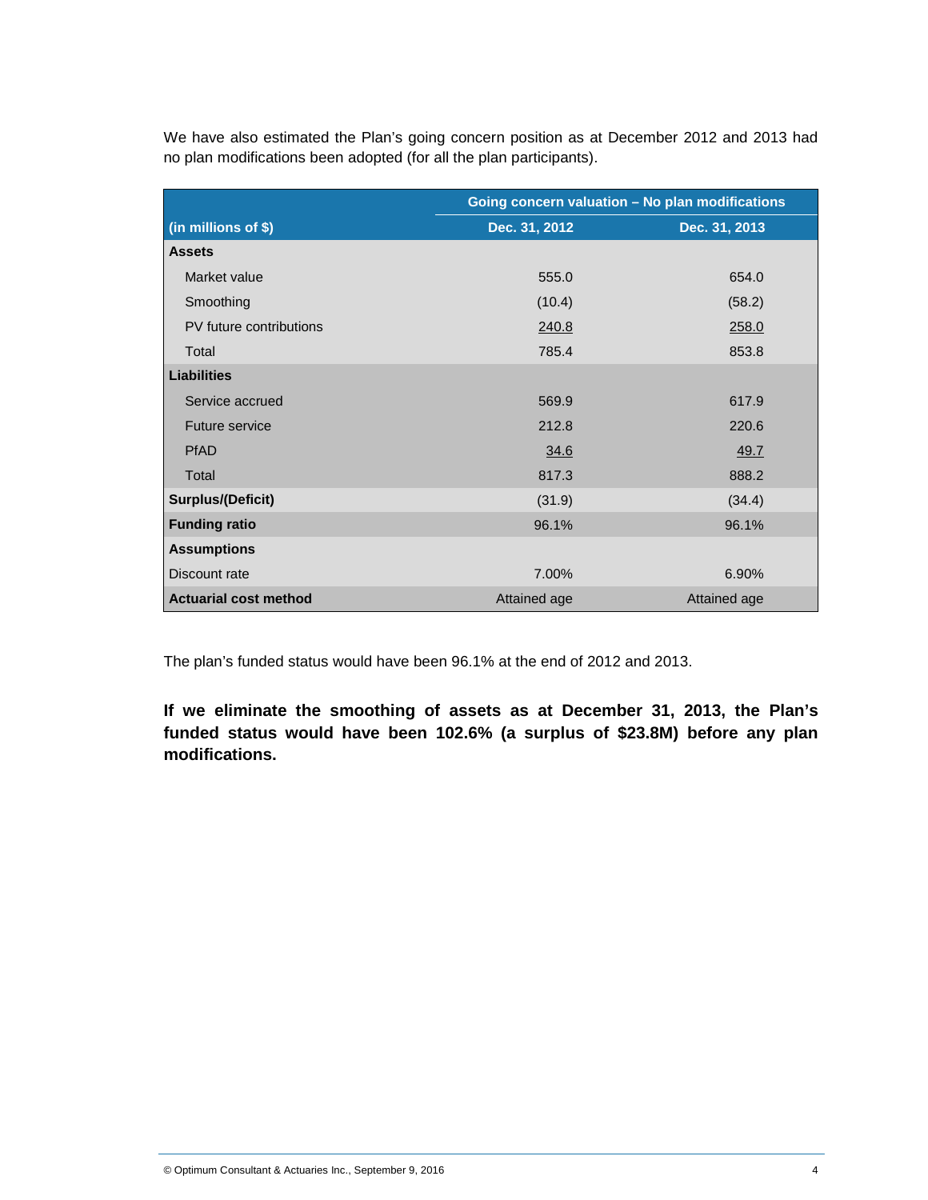We have also estimated the Plan's going concern position as at December 2012 and 2013 had no plan modifications been adopted (for all the plan participants).

| | Going concern valuation – No plan modifications | |
|---|---|---|
| **(in millions of $)** | **Dec. 31, 2012** | **Dec. 31, 2013** |
| **Assets** | | |
| Market value | 555.0 | 654.0 |
| Smoothing | (10.4) | (58.2) |
| PV future contributions | 240.8 | 258.0 |
| Total | 785.4 | 853.8 |
| **Liabilities** | | |
| Service accrued | 569.9 | 617.9 |
| Future service | 212.8 | 220.6 |
| PfAD | 34.6 | 49.7 |
| Total | 817.3 | 888.2 |
| **Surplus/(Deficit)** | (31.9) | (34.4) |
| **Funding ratio** | 96.1% | 96.1% |
| **Assumptions** | | |
| Discount rate | 7.00% | 6.90% |
| **Actuarial cost method** | Attained age | Attained age |

The plan's funded status would have been 96.1% at the end of 2012 and 2013.

**If we eliminate the smoothing of assets as at December 31, 2013, the Plan's funded status would have been 102.6% (a surplus of $23.8M) before any plan modifications.**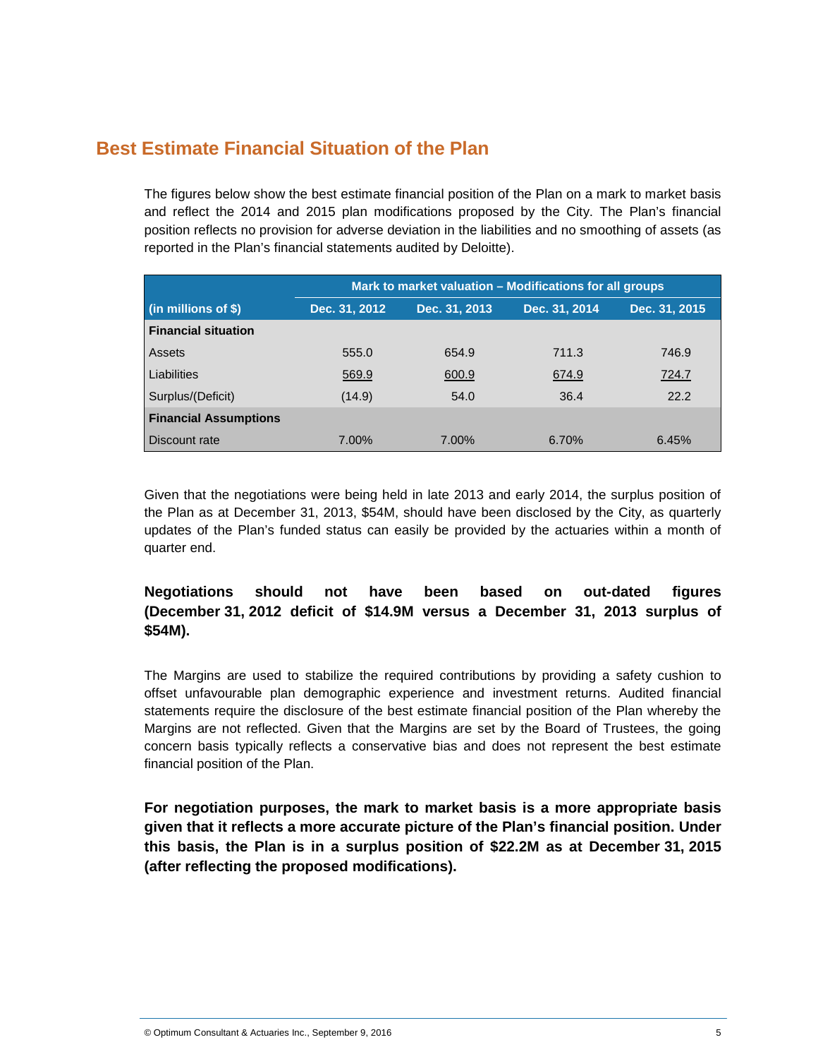## Best Estimate Financial Situation of the Plan

The figures below show the best estimate financial position of the Plan on a mark to market basis and reflect the 2014 and 2015 plan modifications proposed by the City. The Plan's financial position reflects no provision for adverse deviation in the liabilities and no smoothing of assets (as reported in the Plan's financial statements audited by Deloitte).

| | Mark to market valuation – Modifications for all groups | | | |
|---|---|---|---|---|
| (in millions of $) | Dec. 31, 2012 | Dec. 31, 2013 | Dec. 31, 2014 | Dec. 31, 2015 |
| **Financial situation** | | | | |
| Assets | 555.0 | 654.9 | 711.3 | 746.9 |
| Liabilities | 569.9 | 600.9 | 674.9 | 724.7 |
| Surplus/(Deficit) | (14.9) | 54.0 | 36.4 | 22.2 |
| **Financial Assumptions** | | | | |
| Discount rate | 7.00% | 7.00% | 6.70% | 6.45% |

Given that the negotiations were being held in late 2013 and early 2014, the surplus position of the Plan as at December 31, 2013, $54M, should have been disclosed by the City, as quarterly updates of the Plan's funded status can easily be provided by the actuaries within a month of quarter end.

**Negotiations should not have been based on out-dated figures (December 31, 2012 deficit of $14.9M versus a December 31, 2013 surplus of $54M).**

The Margins are used to stabilize the required contributions by providing a safety cushion to offset unfavourable plan demographic experience and investment returns. Audited financial statements require the disclosure of the best estimate financial position of the Plan whereby the Margins are not reflected. Given that the Margins are set by the Board of Trustees, the going concern basis typically reflects a conservative bias and does not represent the best estimate financial position of the Plan.

**For negotiation purposes, the mark to market basis is a more appropriate basis given that it reflects a more accurate picture of the Plan's financial position. Under this basis, the Plan is in a surplus position of $22.2M as at December 31, 2015 (after reflecting the proposed modifications).**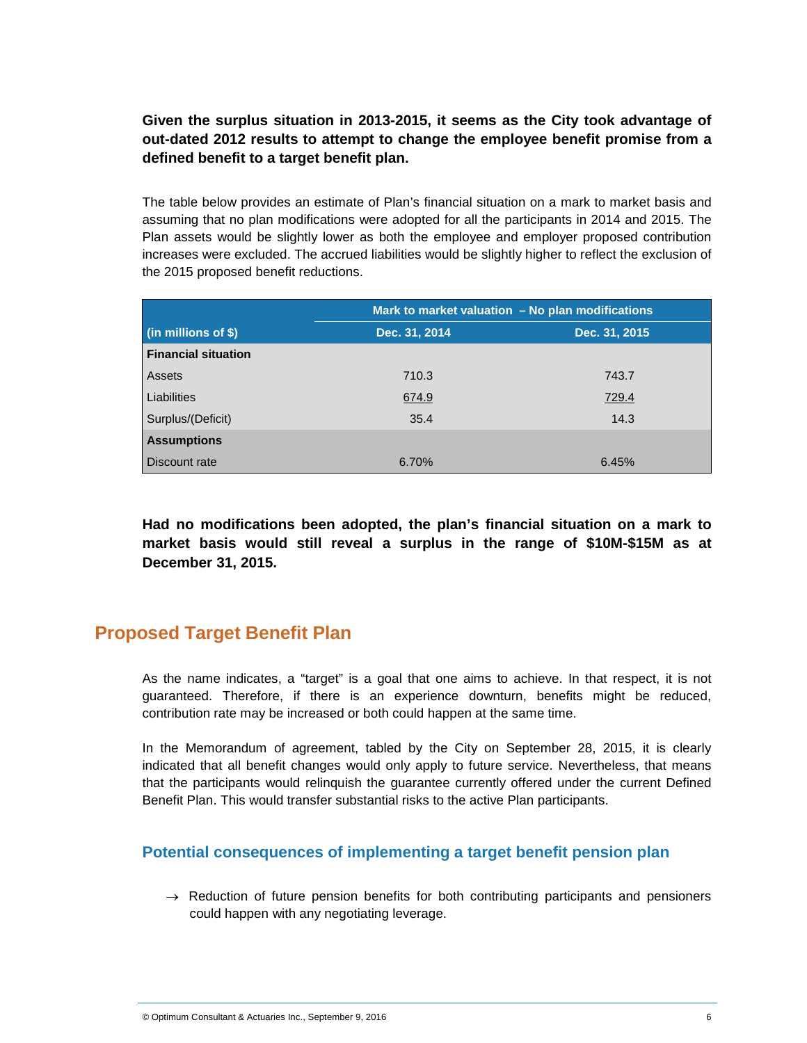**Given the surplus situation in 2013-2015, it seems as the City took advantage of out-dated 2012 results to attempt to change the employee benefit promise from a defined benefit to a target benefit plan.**

The table below provides an estimate of Plan's financial situation on a mark to market basis and assuming that no plan modifications were adopted for all the participants in 2014 and 2015. The Plan assets would be slightly lower as both the employee and employer proposed contribution increases were excluded. The accrued liabilities would be slightly higher to reflect the exclusion of the 2015 proposed benefit reductions.

| | Mark to market valuation – No plan modifications | |
|---|---|---|
| (in millions of $) | Dec. 31, 2014 | Dec. 31, 2015 |
| **Financial situation** | | |
| Assets | 710.3 | 743.7 |
| Liabilities | 674.9 | 729.4 |
| Surplus/(Deficit) | 35.4 | 14.3 |
| **Assumptions** | | |
| Discount rate | 6.70% | 6.45% |

**Had no modifications been adopted, the plan's financial situation on a mark to market basis would still reveal a surplus in the range of $10M-$15M as at December 31, 2015.**

## Proposed Target Benefit Plan

As the name indicates, a "target" is a goal that one aims to achieve. In that respect, it is not guaranteed. Therefore, if there is an experience downturn, benefits might be reduced, contribution rate may be increased or both could happen at the same time.

In the Memorandum of agreement, tabled by the City on September 28, 2015, it is clearly indicated that all benefit changes would only apply to future service. Nevertheless, that means that the participants would relinquish the guarantee currently offered under the current Defined Benefit Plan. This would transfer substantial risks to the active Plan participants.

### Potential consequences of implementing a target benefit pension plan

→ Reduction of future pension benefits for both contributing participants and pensioners could happen with any negotiating leverage.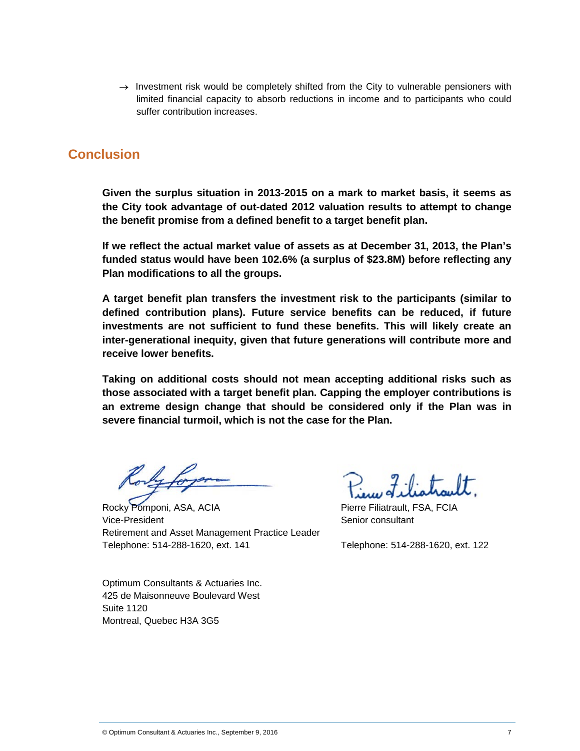→ Investment risk would be completely shifted from the City to vulnerable pensioners with limited financial capacity to absorb reductions in income and to participants who could suffer contribution increases.

## Conclusion

**Given the surplus situation in 2013-2015 on a mark to market basis, it seems as the City took advantage of out-dated 2012 valuation results to attempt to change the benefit promise from a defined benefit to a target benefit plan.**

**If we reflect the actual market value of assets as at December 31, 2013, the Plan's funded status would have been 102.6% (a surplus of $23.8M) before reflecting any Plan modifications to all the groups.**

**A target benefit plan transfers the investment risk to the participants (similar to defined contribution plans). Future service benefits can be reduced, if future investments are not sufficient to fund these benefits. This will likely create an inter-generational inequity, given that future generations will contribute more and receive lower benefits.**

**Taking on additional costs should not mean accepting additional risks such as those associated with a target benefit plan. Capping the employer contributions is an extreme design change that should be considered only if the Plan was in severe financial turmoil, which is not the case for the Plan.**

Rocky Pomponi, ASA, ACIA
Vice-President
Retirement and Asset Management Practice Leader
Telephone: 514-288-1620, ext. 141

Pierre Filiatrault, FSA, FCIA
Senior consultant

Telephone: 514-288-1620, ext. 122

Optimum Consultants & Actuaries Inc.
425 de Maisonneuve Boulevard West
Suite 1120
Montreal, Quebec H3A 3G5

© Optimum Consultant & Actuaries Inc., September 9, 2016